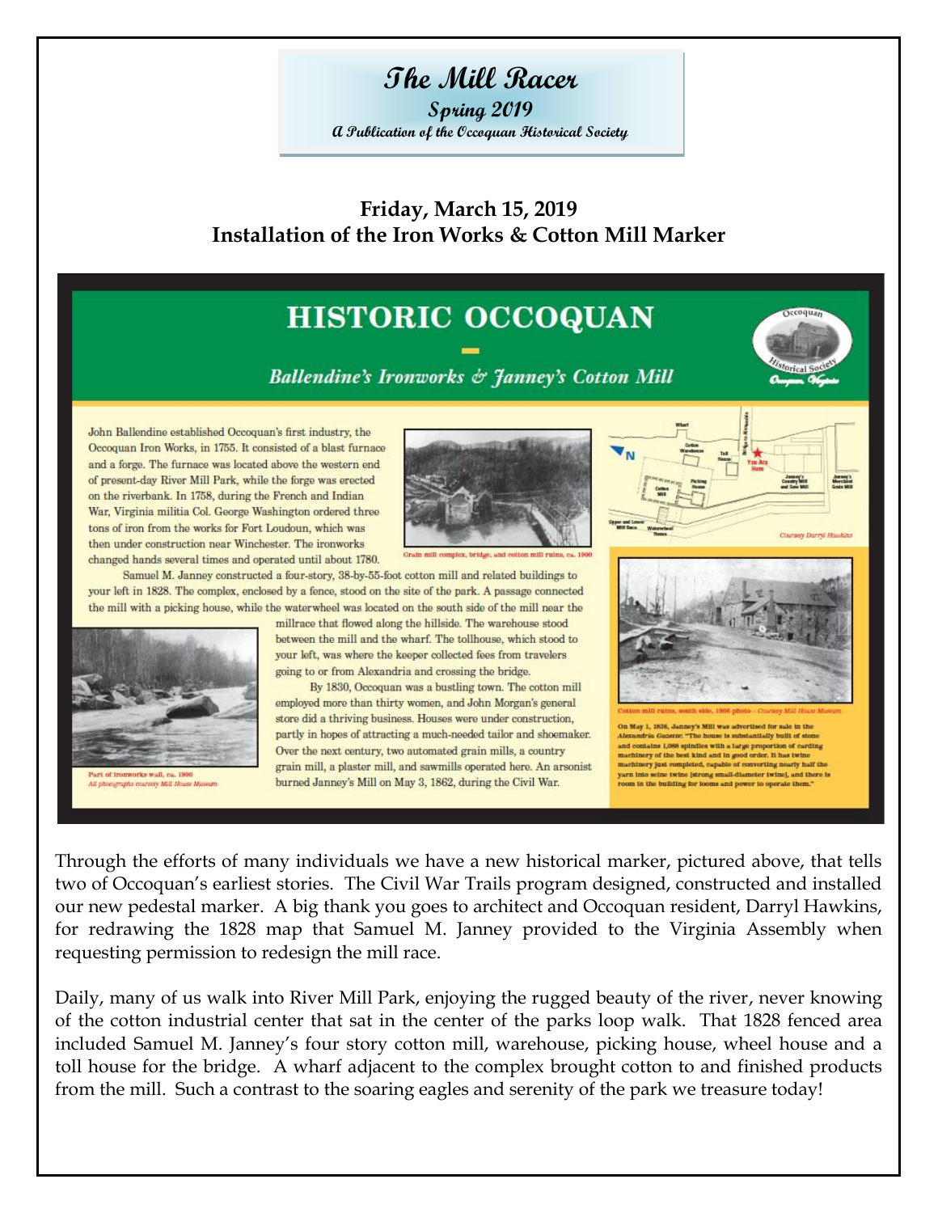# The Mill Racer

**Spring 2019**

*A Publication of the Occoquan Historical Society*

## Friday, March 15, 2019
## Installation of the Iron Works & Cotton Mill Marker

### HISTORIC OCCOQUAN

*Ballendine's Ironworks & Janney's Cotton Mill*

John Ballendine established Occoquan's first industry, the Occoquan Iron Works, in 1755. It consisted of a blast furnace and a forge. The furnace was located above the western end of present-day River Mill Park, while the forge was erected on the riverbank. In 1758, during the French and Indian War, Virginia militia Col. George Washington ordered three tons of iron from the works for Fort Loudoun, which was then under construction near Winchester. The ironworks changed hands several times and operated until about 1780.

Grain mill complex, bridge, and cotton mill ruins, ca. 1900

Samuel M. Janney constructed a four-story, 38-by-55-foot cotton mill and related buildings to your left in 1828. The complex, enclosed by a fence, stood on the site of the park. A passage connected the mill with a picking house, while the waterwheel was located on the south side of the mill near the millrace that flowed along the hillside. The warehouse stood between the mill and the wharf. The tollhouse, which stood to your left, was where the keeper collected fees from travelers going to or from Alexandria and crossing the bridge.

By 1830, Occoquan was a bustling town. The cotton mill employed more than thirty women, and John Morgan's general store did a thriving business. Houses were under construction, partly in hopes of attracting a much-needed tailor and shoemaker. Over the next century, two automated grain mills, a country grain mill, a plaster mill, and sawmills operated here. An arsonist burned Janney's Mill on May 3, 1862, during the Civil War.

Part of ironworks wall, ca. 1900
*All photographs courtesy Mill House Museum*

Courtesy Darryl Hawkins

Cotton mill ruins, south side, 1906 photo – *Courtesy Mill House Museum*

On May 1, 1836, Janney's Mill was advertised for sale in the *Alexandria Gazette*: "The house is substantially built of stone and contains 1,088 spindles with a large proportion of carding machinery of the best kind and in good order. It has twine machinery just completed, capable of converting nearly half the yarn into seine twine [strong small-diameter twine], and there is room in the building for looms and power to operate them."

Through the efforts of many individuals we have a new historical marker, pictured above, that tells two of Occoquan's earliest stories. The Civil War Trails program designed, constructed and installed our new pedestal marker. A big thank you goes to architect and Occoquan resident, Darryl Hawkins, for redrawing the 1828 map that Samuel M. Janney provided to the Virginia Assembly when requesting permission to redesign the mill race.

Daily, many of us walk into River Mill Park, enjoying the rugged beauty of the river, never knowing of the cotton industrial center that sat in the center of the parks loop walk. That 1828 fenced area included Samuel M. Janney's four story cotton mill, warehouse, picking house, wheel house and a toll house for the bridge. A wharf adjacent to the complex brought cotton to and finished products from the mill. Such a contrast to the soaring eagles and serenity of the park we treasure today!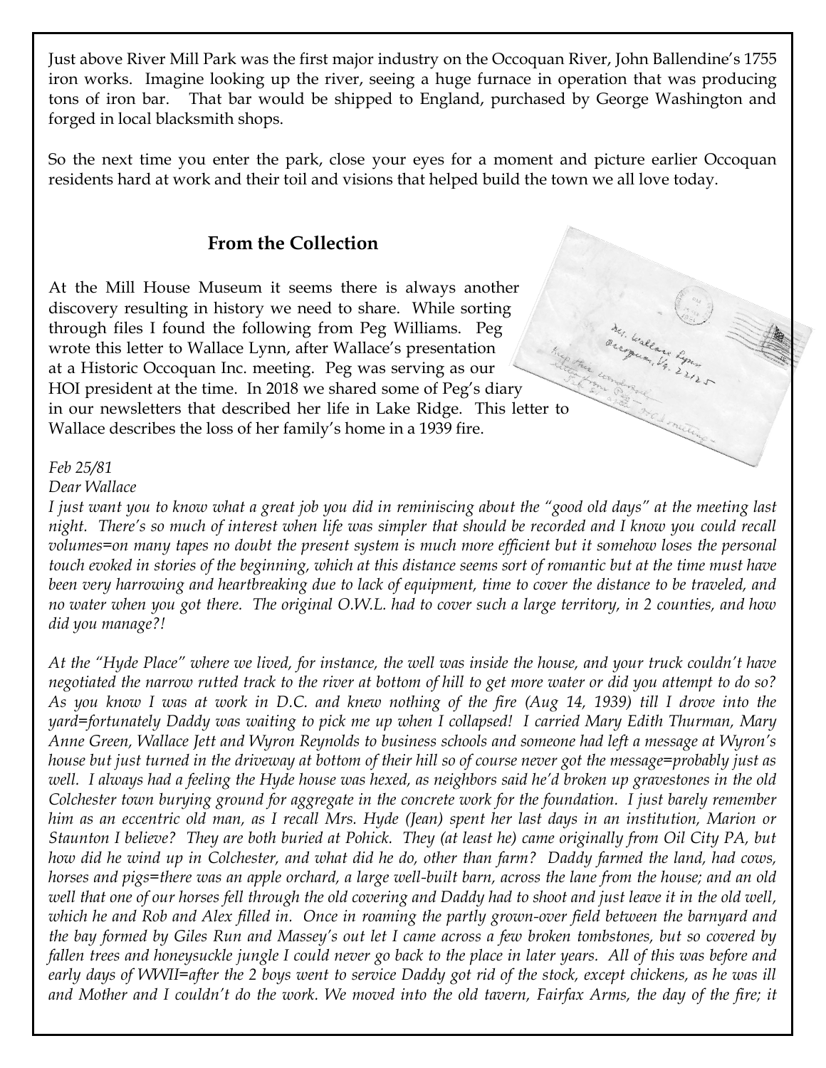Just above River Mill Park was the first major industry on the Occoquan River, John Ballendine's 1755 iron works. Imagine looking up the river, seeing a huge furnace in operation that was producing tons of iron bar. That bar would be shipped to England, purchased by George Washington and forged in local blacksmith shops.

So the next time you enter the park, close your eyes for a moment and picture earlier Occoquan residents hard at work and their toil and visions that helped build the town we all love today.

## From the Collection

At the Mill House Museum it seems there is always another discovery resulting in history we need to share. While sorting through files I found the following from Peg Williams. Peg wrote this letter to Wallace Lynn, after Wallace's presentation at a Historic Occoquan Inc. meeting. Peg was serving as our HOI president at the time. In 2018 we shared some of Peg's diary in our newsletters that described her life in Lake Ridge. This letter to Wallace describes the loss of her family's home in a 1939 fire.

*Feb 25/81*
*Dear Wallace*

*I just want you to know what a great job you did in reminiscing about the "good old days" at the meeting last night. There's so much of interest when life was simpler that should be recorded and I know you could recall volumes=on many tapes no doubt the present system is much more efficient but it somehow loses the personal touch evoked in stories of the beginning, which at this distance seems sort of romantic but at the time must have been very harrowing and heartbreaking due to lack of equipment, time to cover the distance to be traveled, and no water when you got there. The original O.W.L. had to cover such a large territory, in 2 counties, and how did you manage?!*

*At the "Hyde Place" where we lived, for instance, the well was inside the house, and your truck couldn't have negotiated the narrow rutted track to the river at bottom of hill to get more water or did you attempt to do so? As you know I was at work in D.C. and knew nothing of the fire (Aug 14, 1939) till I drove into the yard=fortunately Daddy was waiting to pick me up when I collapsed! I carried Mary Edith Thurman, Mary Anne Green, Wallace Jett and Wyron Reynolds to business schools and someone had left a message at Wyron's house but just turned in the driveway at bottom of their hill so of course never got the message=probably just as well. I always had a feeling the Hyde house was hexed, as neighbors said he'd broken up gravestones in the old Colchester town burying ground for aggregate in the concrete work for the foundation. I just barely remember him as an eccentric old man, as I recall Mrs. Hyde (Jean) spent her last days in an institution, Marion or Staunton I believe? They are both buried at Pohick. They (at least he) came originally from Oil City PA, but how did he wind up in Colchester, and what did he do, other than farm? Daddy farmed the land, had cows, horses and pigs=there was an apple orchard, a large well-built barn, across the lane from the house; and an old well that one of our horses fell through the old covering and Daddy had to shoot and just leave it in the old well, which he and Rob and Alex filled in. Once in roaming the partly grown-over field between the barnyard and the bay formed by Giles Run and Massey's out let I came across a few broken tombstones, but so covered by fallen trees and honeysuckle jungle I could never go back to the place in later years. All of this was before and early days of WWII=after the 2 boys went to service Daddy got rid of the stock, except chickens, as he was ill and Mother and I couldn't do the work. We moved into the old tavern, Fairfax Arms, the day of the fire; it*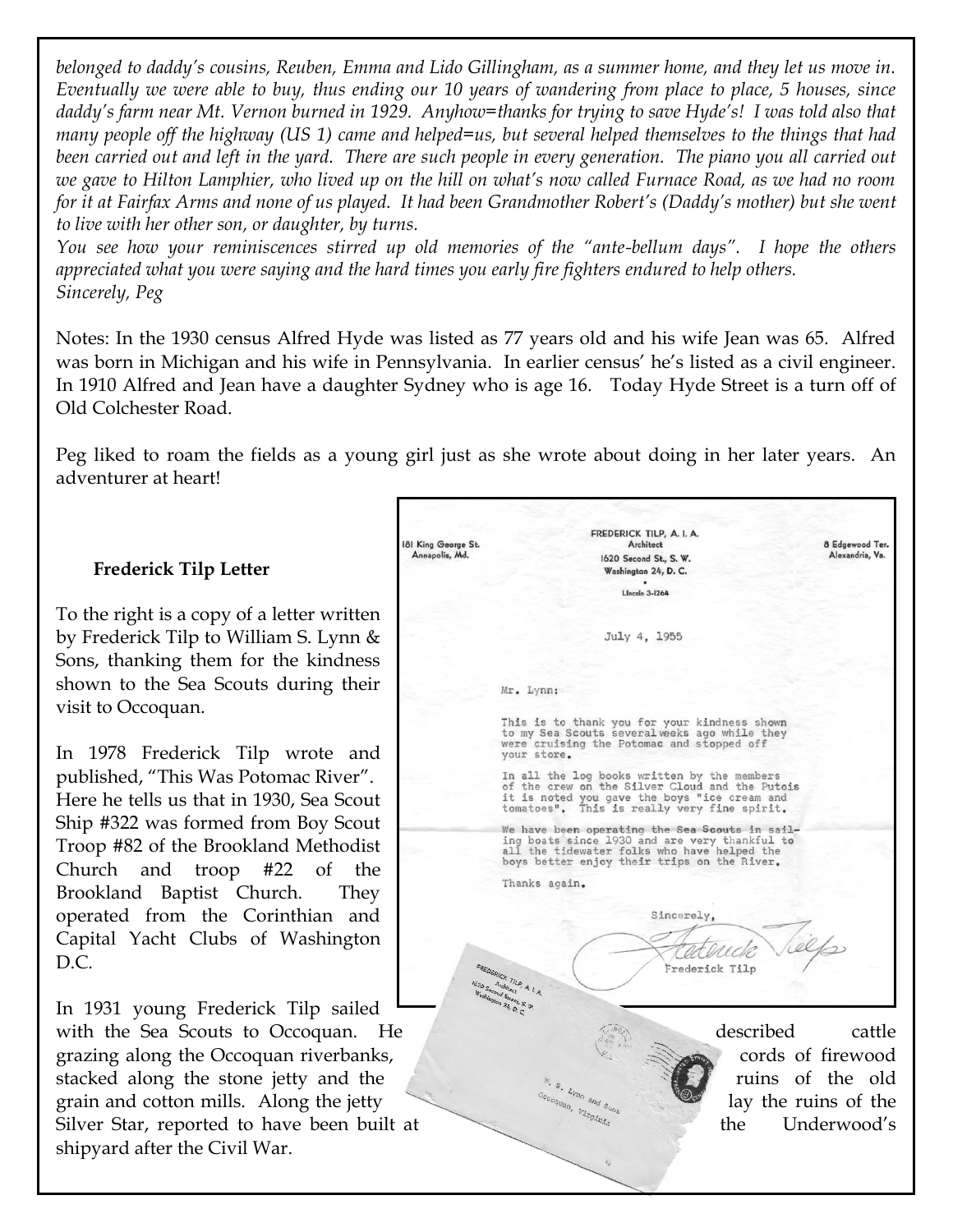*belonged to daddy's cousins, Reuben, Emma and Lido Gillingham, as a summer home, and they let us move in. Eventually we were able to buy, thus ending our 10 years of wandering from place to place, 5 houses, since daddy's farm near Mt. Vernon burned in 1929. Anyhow=thanks for trying to save Hyde's! I was told also that many people off the highway (US 1) came and helped=us, but several helped themselves to the things that had been carried out and left in the yard. There are such people in every generation. The piano you all carried out we gave to Hilton Lamphier, who lived up on the hill on what's now called Furnace Road, as we had no room for it at Fairfax Arms and none of us played. It had been Grandmother Robert's (Daddy's mother) but she went to live with her other son, or daughter, by turns.*

*You see how your reminiscences stirred up old memories of the "ante-bellum days". I hope the others appreciated what you were saying and the hard times you early fire fighters endured to help others.*

*Sincerely, Peg*

Notes: In the 1930 census Alfred Hyde was listed as 77 years old and his wife Jean was 65. Alfred was born in Michigan and his wife in Pennsylvania. In earlier census' he's listed as a civil engineer. In 1910 Alfred and Jean have a daughter Sydney who is age 16. Today Hyde Street is a turn off of Old Colchester Road.

Peg liked to roam the fields as a young girl just as she wrote about doing in her later years. An adventurer at heart!

**Frederick Tilp Letter**

To the right is a copy of a letter written by Frederick Tilp to William S. Lynn & Sons, thanking them for the kindness shown to the Sea Scouts during their visit to Occoquan.

181 King George St.
Annapolis, Md.

FREDERICK TILP, A. I. A.
Architect
1620 Second St., S. W.
Washington 24, D. C.
LIncoln 3-1264

8 Edgewood Ter.
Alexandria, Va.

July 4, 1955

Mr. Lynn:

This is to thank you for your kindness shown to my Sea Scouts several weeks ago while they were cruising the Potomac and stopped off your store.

In all the log books written by the members of the crew on the Silver Cloud and the Putois it is noted you gave the boys "ice cream and tomatoes". This is really very fine spirit.

We have been operating the Sea Scouts in sailing boats since 1930 and are very thankful to all the tidewater folks who have helped the boys better enjoy their trips on the River.

Thanks again.

Sincerely,

Frederick Tilp

In 1978 Frederick Tilp wrote and published, "This Was Potomac River". Here he tells us that in 1930, Sea Scout Ship #322 was formed from Boy Scout Troop #82 of the Brookland Methodist Church and troop #22 of the Brookland Baptist Church. They operated from the Corinthian and Capital Yacht Clubs of Washington D.C.

In 1931 young Frederick Tilp sailed with the Sea Scouts to Occoquan. He described cattle grazing along the Occoquan riverbanks, cords of firewood stacked along the stone jetty and the ruins of the old grain and cotton mills. Along the jetty lay the ruins of the Silver Star, reported to have been built at the Underwood's shipyard after the Civil War.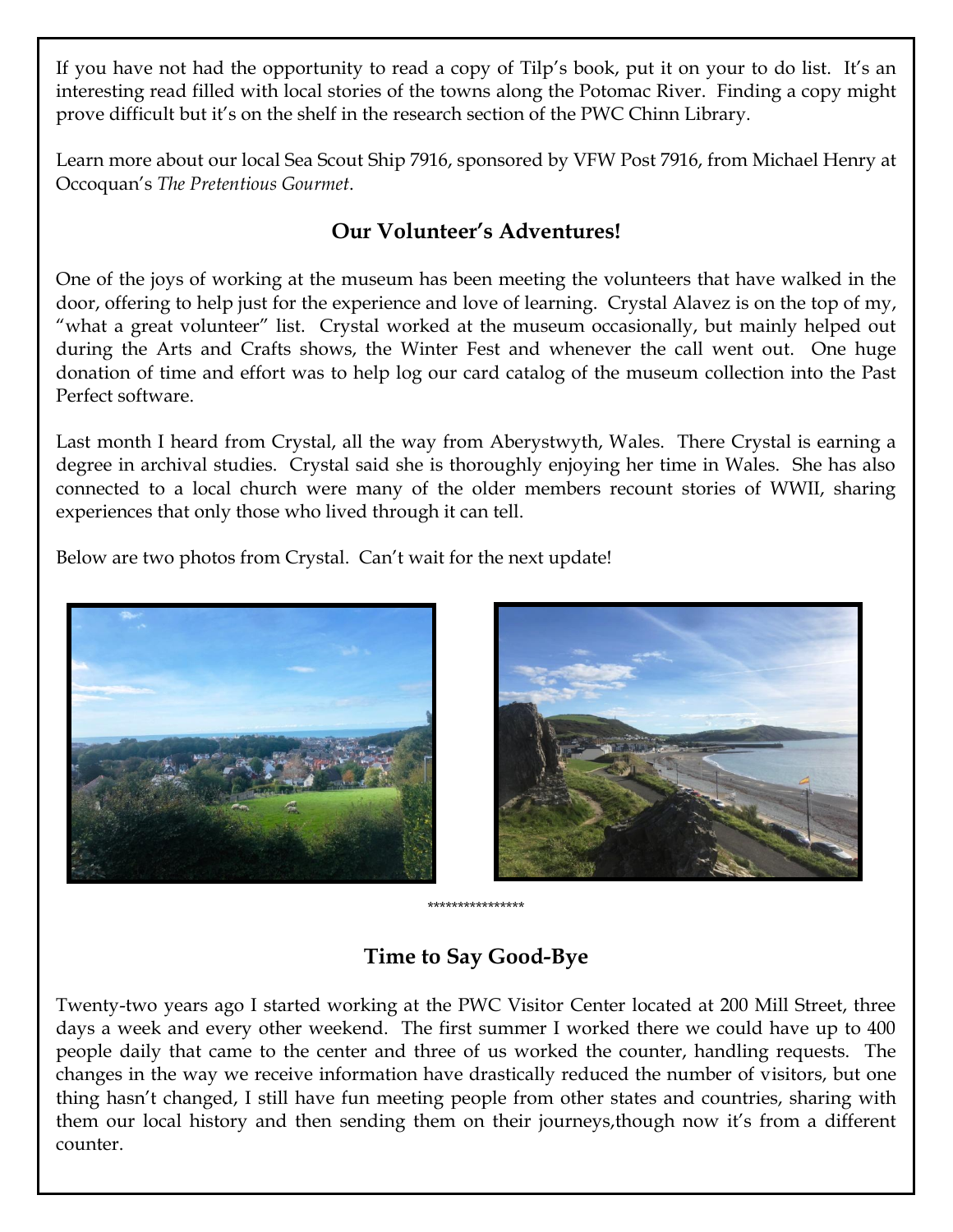If you have not had the opportunity to read a copy of Tilp's book, put it on your to do list. It's an interesting read filled with local stories of the towns along the Potomac River. Finding a copy might prove difficult but it's on the shelf in the research section of the PWC Chinn Library.

Learn more about our local Sea Scout Ship 7916, sponsored by VFW Post 7916, from Michael Henry at Occoquan's *The Pretentious Gourmet*.

## Our Volunteer's Adventures!

One of the joys of working at the museum has been meeting the volunteers that have walked in the door, offering to help just for the experience and love of learning. Crystal Alavez is on the top of my, "what a great volunteer" list. Crystal worked at the museum occasionally, but mainly helped out during the Arts and Crafts shows, the Winter Fest and whenever the call went out. One huge donation of time and effort was to help log our card catalog of the museum collection into the Past Perfect software.

Last month I heard from Crystal, all the way from Aberystwyth, Wales. There Crystal is earning a degree in archival studies. Crystal said she is thoroughly enjoying her time in Wales. She has also connected to a local church were many of the older members recount stories of WWII, sharing experiences that only those who lived through it can tell.

Below are two photos from Crystal. Can't wait for the next update!

***************

## Time to Say Good-Bye

Twenty-two years ago I started working at the PWC Visitor Center located at 200 Mill Street, three days a week and every other weekend. The first summer I worked there we could have up to 400 people daily that came to the center and three of us worked the counter, handling requests. The changes in the way we receive information have drastically reduced the number of visitors, but one thing hasn't changed, I still have fun meeting people from other states and countries, sharing with them our local history and then sending them on their journeys,though now it's from a different counter.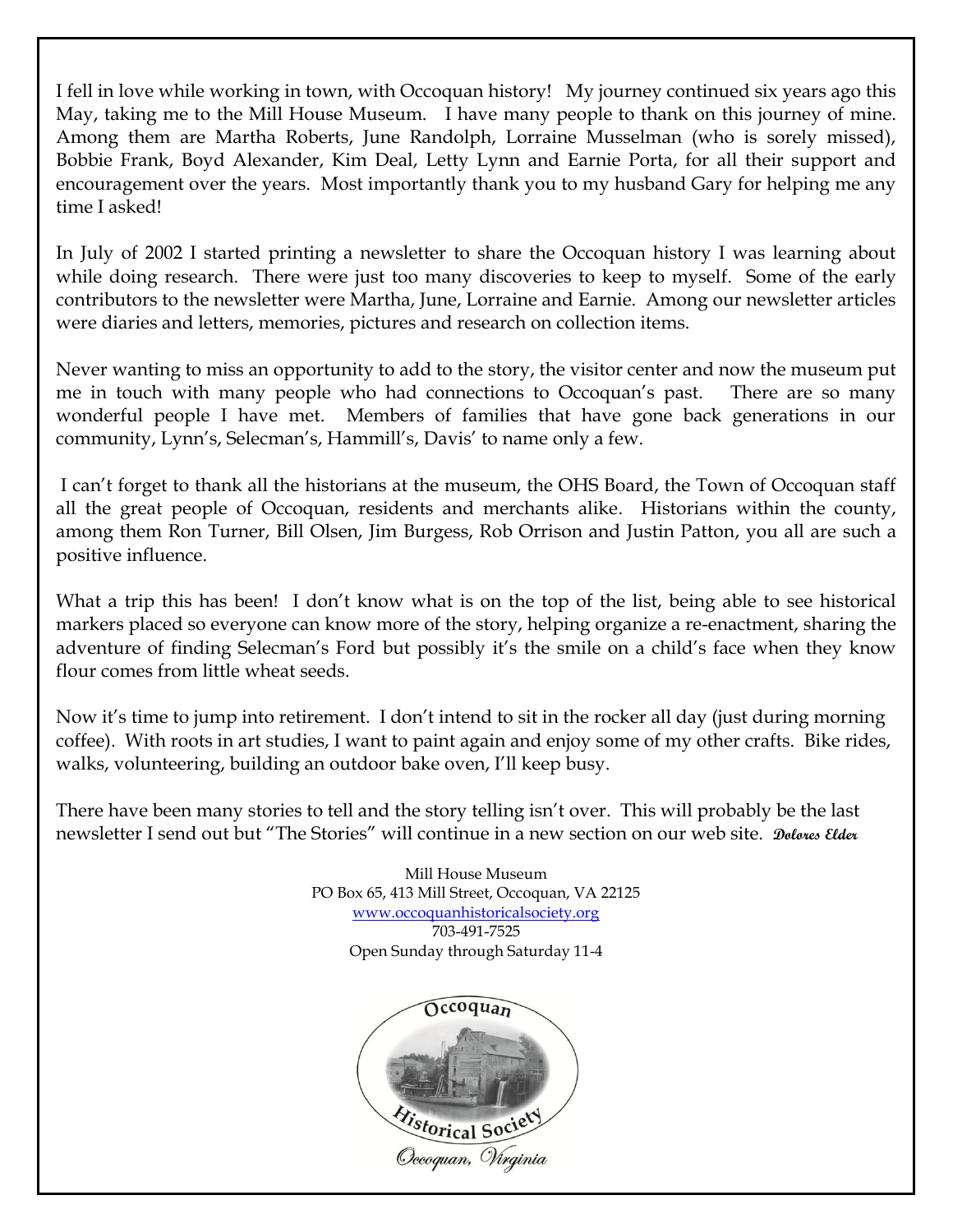I fell in love while working in town, with Occoquan history! My journey continued six years ago this May, taking me to the Mill House Museum. I have many people to thank on this journey of mine. Among them are Martha Roberts, June Randolph, Lorraine Musselman (who is sorely missed), Bobbie Frank, Boyd Alexander, Kim Deal, Letty Lynn and Earnie Porta, for all their support and encouragement over the years. Most importantly thank you to my husband Gary for helping me any time I asked!

In July of 2002 I started printing a newsletter to share the Occoquan history I was learning about while doing research. There were just too many discoveries to keep to myself. Some of the early contributors to the newsletter were Martha, June, Lorraine and Earnie. Among our newsletter articles were diaries and letters, memories, pictures and research on collection items.

Never wanting to miss an opportunity to add to the story, the visitor center and now the museum put me in touch with many people who had connections to Occoquan's past. There are so many wonderful people I have met. Members of families that have gone back generations in our community, Lynn's, Selecman's, Hammill's, Davis' to name only a few.

I can't forget to thank all the historians at the museum, the OHS Board, the Town of Occoquan staff all the great people of Occoquan, residents and merchants alike. Historians within the county, among them Ron Turner, Bill Olsen, Jim Burgess, Rob Orrison and Justin Patton, you all are such a positive influence.

What a trip this has been! I don't know what is on the top of the list, being able to see historical markers placed so everyone can know more of the story, helping organize a re-enactment, sharing the adventure of finding Selecman's Ford but possibly it's the smile on a child's face when they know flour comes from little wheat seeds.

Now it's time to jump into retirement. I don't intend to sit in the rocker all day (just during morning coffee). With roots in art studies, I want to paint again and enjoy some of my other crafts. Bike rides, walks, volunteering, building an outdoor bake oven, I'll keep busy.

There have been many stories to tell and the story telling isn't over. This will probably be the last newsletter I send out but "The Stories" will continue in a new section on our web site. ***Dolores Elder***

Mill House Museum
PO Box 65, 413 Mill Street, Occoquan, VA 22125
www.occoquanhistoricalsociety.org
703-491-7525
Open Sunday through Saturday 11-4

Occoquan Historical Society
*Occoquan, Virginia*